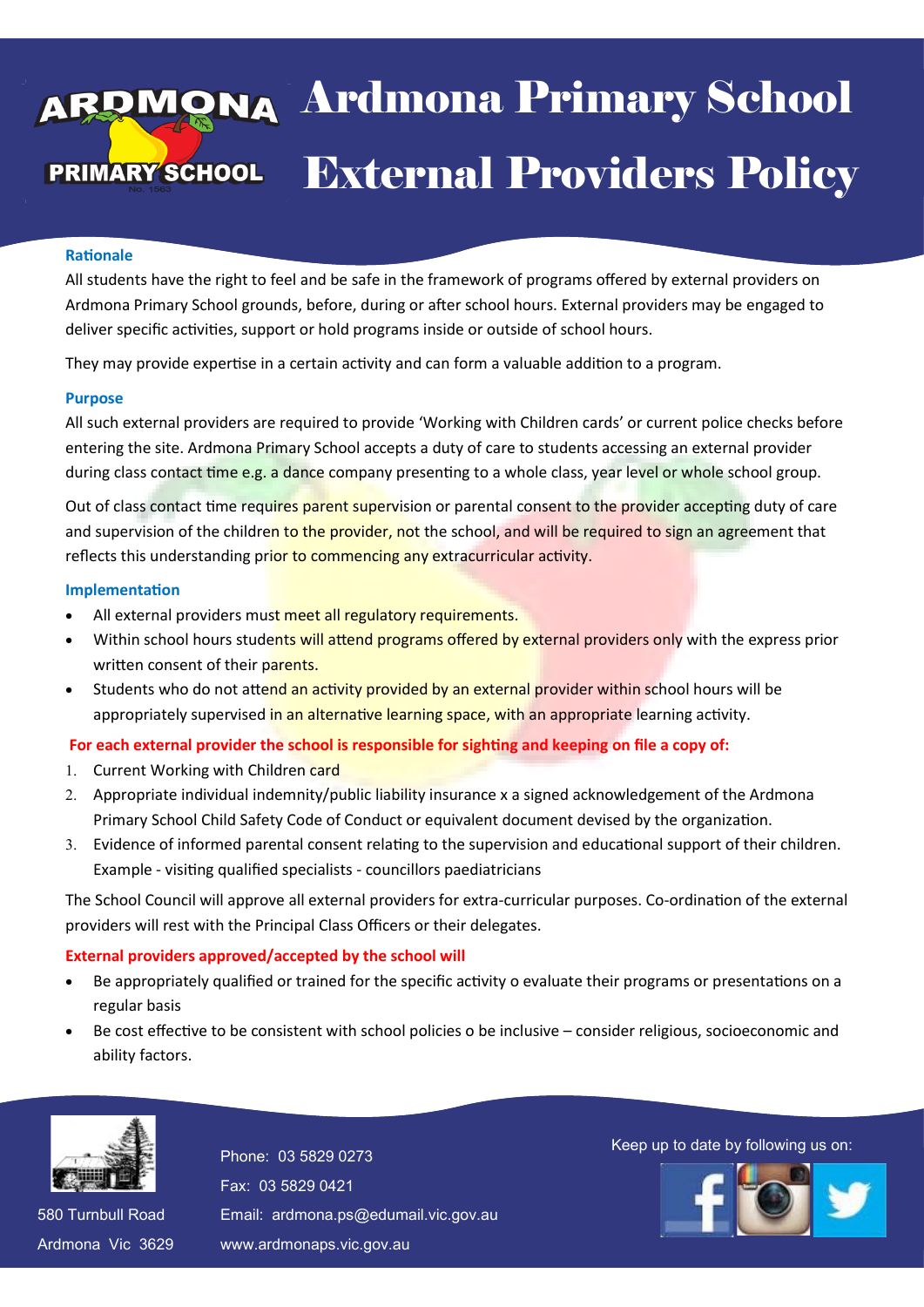# Ardmona Primary School External Providers Policy

### Rationale

All students have the right to feel and be safe in the framework of programs offered by external providers on Ardmona Primary School grounds, before, during or after school hours. External providers may be engaged to deliver specific activities, support or hold programs inside or outside of school hours.

They may provide expertise in a certain activity and can form a valuable addition to a program.

### Purpose

All such external providers are required to provide 'Working with Children cards' or current police checks before entering the site. Ardmona Primary School accepts a duty of care to students accessing an external provider during class contact time e.g. a dance company presenting to a whole class, year level or whole school group.

Out of class contact time requires parent supervision or parental consent to the provider accepting duty of care and supervision of the children to the provider, not the school, and will be required to sign an agreement that reflects this understanding prior to commencing any extracurricular activity.

### Implementation

- All external providers must meet all regulatory requirements.
- Within school hours students will attend programs offered by external providers only with the express prior written consent of their parents.
- Students who do not attend an activity provided by an external provider within school hours will be appropriately supervised in an alternative learning space, with an appropriate learning activity.

**For each external provider the school is responsible for sighting and keeping on file a copy of:**

1. Current Working with Children card
2. Appropriate individual indemnity/public liability insurance x a signed acknowledgement of the Ardmona Primary School Child Safety Code of Conduct or equivalent document devised by the organization.
3. Evidence of informed parental consent relating to the supervision and educational support of their children. Example - visiting qualified specialists - councillors paediatricians

The School Council will approve all external providers for extra-curricular purposes. Co-ordination of the external providers will rest with the Principal Class Officers or their delegates.

**External providers approved/accepted by the school will**

- Be appropriately qualified or trained for the specific activity o evaluate their programs or presentations on a regular basis
- Be cost effective to be consistent with school policies o be inclusive – consider religious, socioeconomic and ability factors.

580 Turnbull Road
Ardmona Vic 3629

Phone: 03 5829 0273
Fax: 03 5829 0421
Email: ardmona.ps@edumail.vic.gov.au
www.ardmonaps.vic.gov.au

Keep up to date by following us on: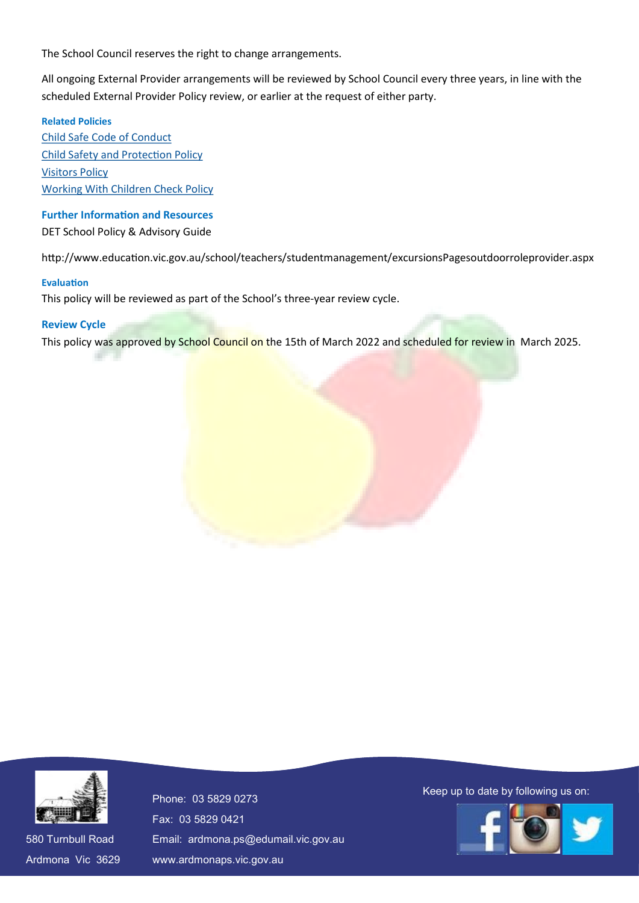The School Council reserves the right to change arrangements.

All ongoing External Provider arrangements will be reviewed by School Council every three years, in line with the scheduled External Provider Policy review, or earlier at the request of either party.

### Related Policies

Child Safe Code of Conduct
Child Safety and Protection Policy
Visitors Policy
Working With Children Check Policy

### Further Information and Resources

DET School Policy & Advisory Guide

http://www.education.vic.gov.au/school/teachers/studentmanagement/excursionsPagesoutdoorroleprovider.aspx

### Evaluation

This policy will be reviewed as part of the School's three-year review cycle.

### Review Cycle

This policy was approved by School Council on the 15th of March 2022 and scheduled for review in March 2025.

580 Turnbull Road
Ardmona Vic 3629

Phone: 03 5829 0273
Fax: 03 5829 0421
Email: ardmona.ps@edumail.vic.gov.au
www.ardmonaps.vic.gov.au

Keep up to date by following us on: